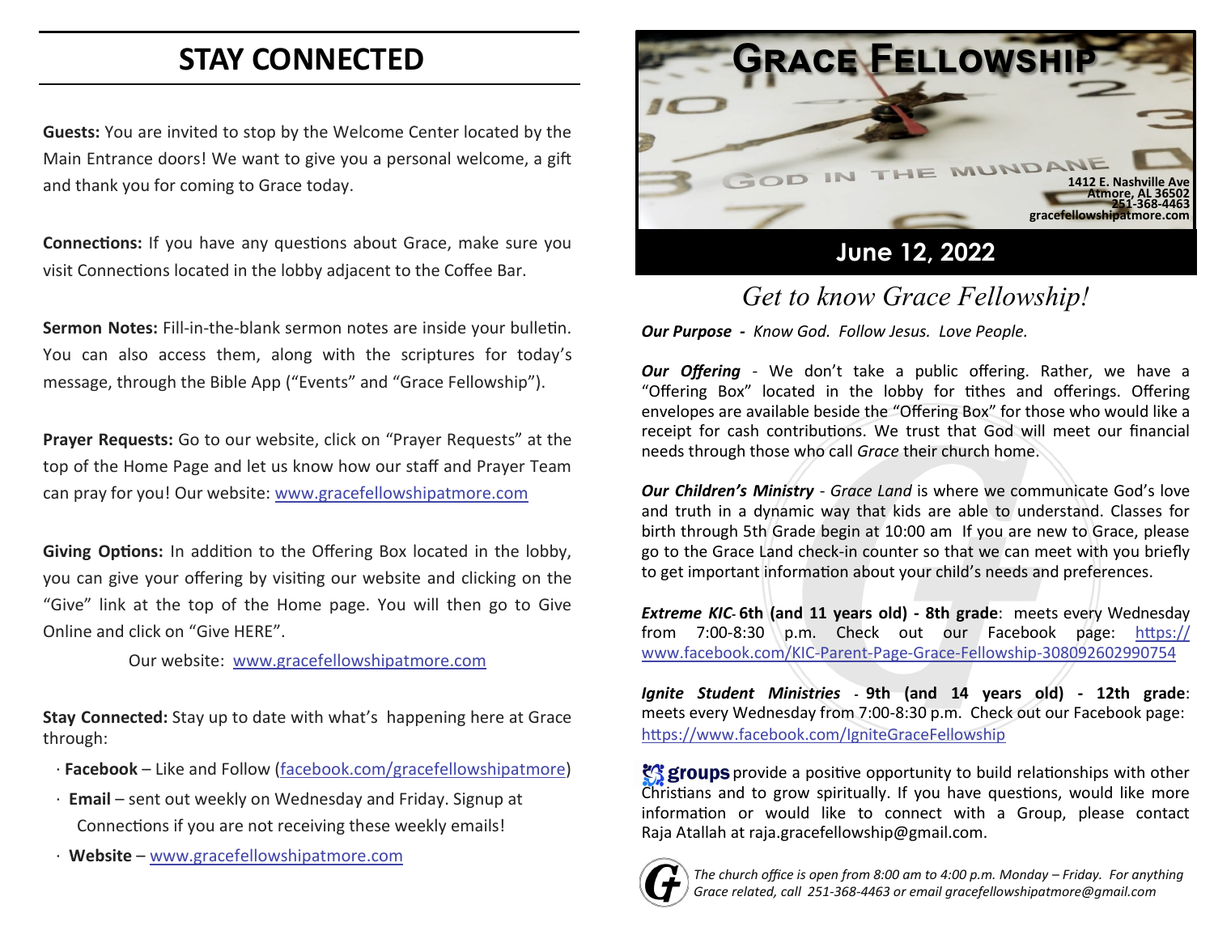# STAY CONNECTED

**Guests:** You are invited to stop by the Welcome Center located by the Main Entrance doors! We want to give you a personal welcome, a gift and thank you for coming to Grace today.

**Connections:** If you have any questions about Grace, make sure you visit Connections located in the lobby adjacent to the Coffee Bar.

**Sermon Notes:** Fill-in-the-blank sermon notes are inside your bulletin. You can also access them, along with the scriptures for today's message, through the Bible App ("Events" and "Grace Fellowship").

**Prayer Requests:** Go to our website, click on "Prayer Requests" at the top of the Home Page and let us know how our staff and Prayer Team can pray for you! Our website: www.gracefellowshipatmore.com

**Giving Options:** In addition to the Offering Box located in the lobby, you can give your offering by visiting our website and clicking on the "Give" link at the top of the Home page. You will then go to Give Online and click on "Give HERE".

Our website: www.gracefellowshipatmore.com

**Stay Connected:** Stay up to date with what's happening here at Grace through:

- **Facebook** – Like and Follow (facebook.com/gracefellowshipatmore)
- **Email** – sent out weekly on Wednesday and Friday. Signup at Connections if you are not receiving these weekly emails!
- **Website** – www.gracefellowshipatmore.com

# GRACE FELLOWSHIP

GOD IN THE MUNDANE

1412 E. Nashville Ave
Atmore, AL 36502
251-368-4463
gracefellowshipatmore.com

## June 12, 2022

## *Get to know Grace Fellowship!*

***Our Purpose -*** *Know God. Follow Jesus. Love People.*

***Our Offering*** - We don't take a public offering. Rather, we have a "Offering Box" located in the lobby for tithes and offerings. Offering envelopes are available beside the "Offering Box" for those who would like a receipt for cash contributions. We trust that God will meet our financial needs through those who call *Grace* their church home.

***Our Children's Ministry*** - *Grace Land* is where we communicate God's love and truth in a dynamic way that kids are able to understand. Classes for birth through 5th Grade begin at 10:00 am If you are new to Grace, please go to the Grace Land check-in counter so that we can meet with you briefly to get important information about your child's needs and preferences.

***Extreme KIC*** **- 6th (and 11 years old) - 8th grade**: meets every Wednesday from 7:00-8:30 p.m. Check out our Facebook page: https://www.facebook.com/KIC-Parent-Page-Grace-Fellowship-308092602990754

***Ignite Student Ministries*** **- 9th (and 14 years old) - 12th grade**: meets every Wednesday from 7:00-8:30 p.m. Check out our Facebook page: https://www.facebook.com/IgniteGraceFellowship

**groups** provide a positive opportunity to build relationships with other Christians and to grow spiritually. If you have questions, would like more information or would like to connect with a Group, please contact Raja Atallah at raja.gracefellowship@gmail.com.

*The church office is open from 8:00 am to 4:00 p.m. Monday – Friday. For anything Grace related, call 251-368-4463 or email gracefellowshipatmore@gmail.com*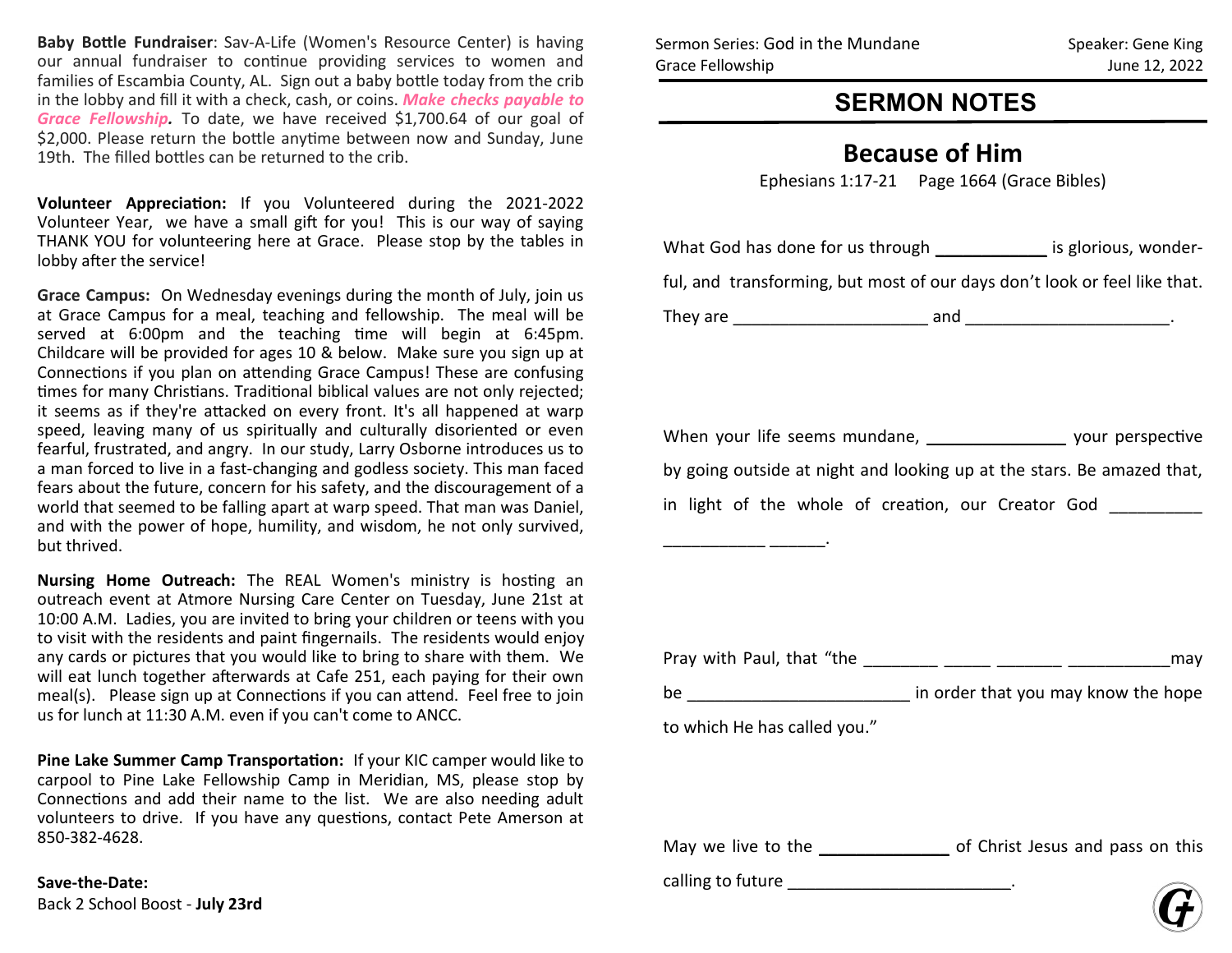**Baby Bottle Fundraiser**: Sav-A-Life (Women's Resource Center) is having our annual fundraiser to continue providing services to women and families of Escambia County, AL. Sign out a baby bottle today from the crib in the lobby and fill it with a check, cash, or coins. ***Make checks payable to Grace Fellowship***. To date, we have received $1,700.64 of our goal of $2,000. Please return the bottle anytime between now and Sunday, June 19th. The filled bottles can be returned to the crib.

**Volunteer Appreciation:** If you Volunteered during the 2021-2022 Volunteer Year, we have a small gift for you! This is our way of saying THANK YOU for volunteering here at Grace. Please stop by the tables in lobby after the service!

**Grace Campus:** On Wednesday evenings during the month of July, join us at Grace Campus for a meal, teaching and fellowship. The meal will be served at 6:00pm and the teaching time will begin at 6:45pm. Childcare will be provided for ages 10 & below. Make sure you sign up at Connections if you plan on attending Grace Campus! These are confusing times for many Christians. Traditional biblical values are not only rejected; it seems as if they're attacked on every front. It's all happened at warp speed, leaving many of us spiritually and culturally disoriented or even fearful, frustrated, and angry. In our study, Larry Osborne introduces us to a man forced to live in a fast-changing and godless society. This man faced fears about the future, concern for his safety, and the discouragement of a world that seemed to be falling apart at warp speed. That man was Daniel, and with the power of hope, humility, and wisdom, he not only survived, but thrived.

**Nursing Home Outreach:** The REAL Women's ministry is hosting an outreach event at Atmore Nursing Care Center on Tuesday, June 21st at 10:00 A.M. Ladies, you are invited to bring your children or teens with you to visit with the residents and paint fingernails. The residents would enjoy any cards or pictures that you would like to bring to share with them. We will eat lunch together afterwards at Cafe 251, each paying for their own meal(s). Please sign up at Connections if you can attend. Feel free to join us for lunch at 11:30 A.M. even if you can't come to ANCC.

**Pine Lake Summer Camp Transportation:** If your KIC camper would like to carpool to Pine Lake Fellowship Camp in Meridian, MS, please stop by Connections and add their name to the list. We are also needing adult volunteers to drive. If you have any questions, contact Pete Amerson at 850-382-4628.

**Save-the-Date:**
Back 2 School Boost - **July 23rd**

Sermon Series: God in the Mundane
Grace Fellowship

Speaker: Gene King
June 12, 2022

# SERMON NOTES

## Because of Him

Ephesians 1:17-21 Page 1664 (Grace Bibles)

What God has done for us through __________ is glorious, wonderful, and transforming, but most of our days don't look or feel like that. They are __________________ and ___________________.

When your life seems mundane, _____________ your perspective by going outside at night and looking up at the stars. Be amazed that, in light of the whole of creation, our Creator God _________ __________ _____.

Pray with Paul, that "the _______ _____ _______ __________may be _____________________ in order that you may know the hope to which He has called you."

May we live to the ____________ of Christ Jesus and pass on this calling to future ____________________.